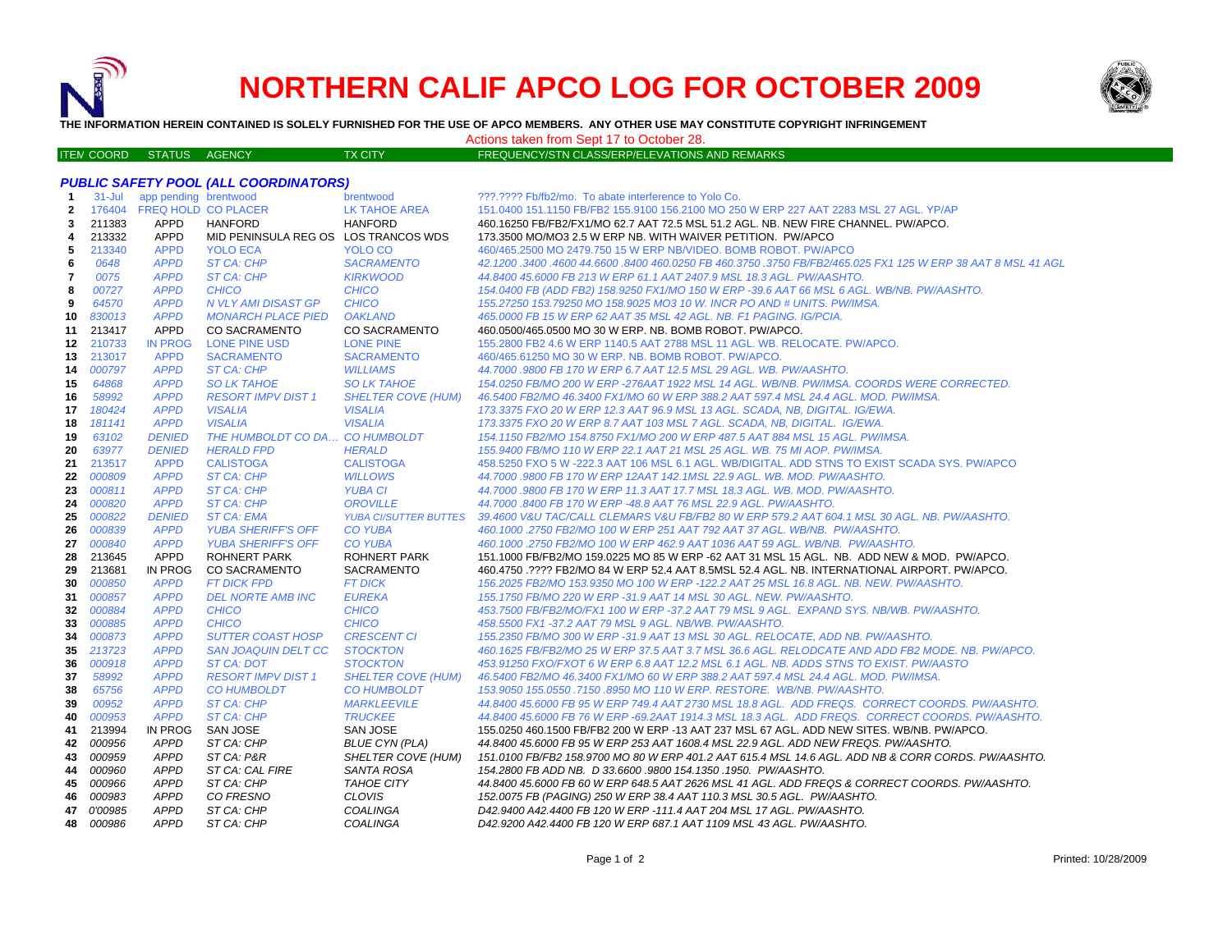# NORTHERN CALIF APCO LOG FOR OCTOBER 2009

**THE INFORMATION HEREIN CONTAINED IS SOLELY FURNISHED FOR THE USE OF APCO MEMBERS. ANY OTHER USE MAY CONSTITUTE COPYRIGHT INFRINGEMENT**

Actions taken from Sept 17 to October 28.

### *PUBLIC SAFETY POOL (ALL COORDINATORS)*

| ITEM | COORD | STATUS | AGENCY | TX CITY | FREQUENCY/STN CLASS/ERP/ELEVATIONS AND REMARKS |
|---|---|---|---|---|---|
| 1 | 31-Jul | app pending | brentwood | brentwood | ???.???? Fb/fb2/mo. To abate interference to Yolo Co. |
| 2 | 176404 | FREQ HOLD | CO PLACER | LK TAHOE AREA | 151.0400 151.1150 FB/FB2 155.9100 156.2100 MO 250 W ERP 227 AAT 2283 MSL 27 AGL. YP/AP |
| 3 | 211383 | APPD | HANFORD | HANFORD | 460.16250 FB/FB2/FX1/MO 62.7 AAT 72.5 MSL 51.2 AGL. NB. NEW FIRE CHANNEL. PW/APCO. |
| 4 | 213332 | APPD | MID PENINSULA REG OS | LOS TRANCOS WDS | 173.3500 MO/MO3 2.5 W ERP NB. WITH WAIVER PETITION. PW/APCO |
| 5 | 213340 | APPD | YOLO ECA | YOLO CO | 460/465.2500 MO 2479.750 15 W ERP NB/VIDEO. BOMB ROBOT. PW/APCO |
| 6 | 0648 | APPD | ST CA: CHP | SACRAMENTO | 42.1200 .3400 .4600 44.6600 .8400 460.0250 FB 460.3750 .3750 FB/FB2/465.025 FX1 125 W ERP 38 AAT 8 MSL 41 AGL |
| 7 | 0075 | APPD | ST CA: CHP | KIRKWOOD | 44.8400 45.6000 FB 213 W ERP 61.1 AAT 2407.9 MSL 18.3 AGL. PW/AASHTO. |
| 8 | 00727 | APPD | CHICO | CHICO | 154.0400 FB (ADD FB2) 158.9250 FX1/MO 150 W ERP -39.6 AAT 66 MSL 6 AGL. WB/NB. PW/AASHTO. |
| 9 | 64570 | APPD | N VLY AMI DISAST GP | CHICO | 155.27250 153.79250 MO 158.9025 MO3 10 W. INCR PO AND # UNITS. PW/IMSA. |
| 10 | 830013 | APPD | MONARCH PLACE PIED | OAKLAND | 465.0000 FB 15 W ERP 62 AAT 35 MSL 42 AGL. NB. F1 PAGING. IG/PCIA. |
| 11 | 213417 | APPD | CO SACRAMENTO | CO SACRAMENTO | 460.0500/465.0500 MO 30 W ERP. NB. BOMB ROBOT. PW/APCO. |
| 12 | 210733 | IN PROG | LONE PINE USD | LONE PINE | 155.2800 FB2 4.6 W ERP 1140.5 AAT 2788 MSL 11 AGL. WB. RELOCATE. PW/APCO. |
| 13 | 213017 | APPD | SACRAMENTO | SACRAMENTO | 460/465.61250 MO 30 W ERP. NB. BOMB ROBOT. PW/APCO. |
| 14 | 000797 | APPD | ST CA: CHP | WILLIAMS | 44.7000 .9800 FB 170 W ERP 6.7 AAT 12.5 MSL 29 AGL. WB. PW/AASHTO. |
| 15 | 64868 | APPD | SO LK TAHOE | SO LK TAHOE | 154.0250 FB/MO 200 W ERP -276AAT 1922 MSL 14 AGL. WB/NB. PW/IMSA. COORDS WERE CORRECTED. |
| 16 | 58992 | APPD | RESORT IMPV DIST 1 | SHELTER COVE (HUM) | 46.5400 FB2/MO 46.3400 FX1/MO 60 W ERP 388.2 AAT 597.4 MSL 24.4 AGL. MOD. PW/IMSA. |
| 17 | 180424 | APPD | VISALIA | VISALIA | 173.3375 FXO 20 W ERP 12.3 AAT 96.9 MSL 13 AGL. SCADA, NB, DIGITAL. IG/EWA. |
| 18 | 181141 | APPD | VISALIA | VISALIA | 173.3375 FXO 20 W ERP 8.7 AAT 103 MSL 7 AGL. SCADA, NB, DIGITAL. IG/EWA. |
| 19 | 63102 | DENIED | THE HUMBOLDT CO DA… | CO HUMBOLDT | 154.1150 FB2/MO 154.8750 FX1/MO 200 W ERP 487.5 AAT 884 MSL 15 AGL. PW/IMSA. |
| 20 | 63977 | DENIED | HERALD FPD | HERALD | 155.9400 FB/MO 110 W ERP 22.1 AAT 21 MSL 25 AGL. WB. 75 MI AOP. PW/IMSA. |
| 21 | 213517 | APPD | CALISTOGA | CALISTOGA | 458.5250 FXO 5 W -222.3 AAT 106 MSL 6.1 AGL. WB/DIGITAL. ADD STNS TO EXIST SCADA SYS. PW/APCO |
| 22 | 000809 | APPD | ST CA: CHP | WILLOWS | 44.7000 .9800 FB 170 W ERP 12AAT 142.1MSL 22.9 AGL. WB. MOD. PW/AASHTO. |
| 23 | 000811 | APPD | ST CA: CHP | YUBA CI | 44.7000 .9800 FB 170 W ERP 11.3 AAT 17.7 MSL 18.3 AGL. WB. MOD. PW/AASHTO. |
| 24 | 000820 | APPD | ST CA: CHP | OROVILLE | 44.7000 .8400 FB 170 W ERP -48.8 AAT 76 MSL 22.9 AGL. PW/AASHTO. |
| 25 | 000822 | DENIED | ST CA: EMA | YUBA CI/SUTTER BUTTES | 39.4600 V&U TAC/CALL CLEMARS V&U FB/FB2 80 W ERP 579.2 AAT 604.1 MSL 30 AGL. NB. PW/AASHTO. |
| 26 | 000839 | APPD | YUBA SHERIFF'S OFF | CO YUBA | 460.1000 .2750 FB2/MO 100 W ERP 251 AAT 792 AAT 37 AGL. WB/NB. PW/AASHTO. |
| 27 | 000840 | APPD | YUBA SHERIFF'S OFF | CO YUBA | 460.1000 .2750 FB2/MO 100 W ERP 462.9 AAT 1036 AAT 59 AGL. WB/NB. PW/AASHTO. |
| 28 | 213645 | APPD | ROHNERT PARK | ROHNERT PARK | 151.1000 FB/FB2/MO 159.0225 MO 85 W ERP -62 AAT 31 MSL 15 AGL. NB. ADD NEW & MOD. PW/APCO. |
| 29 | 213681 | IN PROG | CO SACRAMENTO | SACRAMENTO | 460.4750 .???? FB2/MO 84 W ERP 52.4 AAT 8.5MSL 52.4 AGL. NB. INTERNATIONAL AIRPORT. PW/APCO. |
| 30 | 000850 | APPD | FT DICK FPD | FT DICK | 156.2025 FB2/MO 153.9350 MO 100 W ERP -122.2 AAT 25 MSL 16.8 AGL. NB. NEW. PW/AASHTO. |
| 31 | 000857 | APPD | DEL NORTE AMB INC | EUREKA | 155.1750 FB/MO 220 W ERP -31.9 AAT 14 MSL 30 AGL. NEW. PW/AASHTO. |
| 32 | 000884 | APPD | CHICO | CHICO | 453.7500 FB/FB2/MO/FX1 100 W ERP -37.2 AAT 79 MSL 9 AGL. EXPAND SYS. NB/WB. PW/AASHTO. |
| 33 | 000885 | APPD | CHICO | CHICO | 458.5500 FX1 -37.2 AAT 79 MSL 9 AGL. NB/WB. PW/AASHTO. |
| 34 | 000873 | APPD | SUTTER COAST HOSP | CRESCENT CI | 155.2350 FB/MO 300 W ERP -31.9 AAT 13 MSL 30 AGL. RELOCATE, ADD NB. PW/AASHTO. |
| 35 | 213723 | APPD | SAN JOAQUIN DELT CC | STOCKTON | 460.1625 FB/FB2/MO 25 W ERP 37.5 AAT 3.7 MSL 36.6 AGL. RELODCATE AND ADD FB2 MODE. NB. PW/APCO. |
| 36 | 000918 | APPD | ST CA: DOT | STOCKTON | 453.91250 FXO/FXOT 6 W ERP 6.8 AAT 12.2 MSL 6.1 AGL. NB. ADDS STNS TO EXIST. PW/AASTO |
| 37 | 58992 | APPD | RESORT IMPV DIST 1 | SHELTER COVE (HUM) | 46.5400 FB2/MO 46.3400 FX1/MO 60 W ERP 388.2 AAT 597.4 MSL 24.4 AGL. MOD. PW/IMSA. |
| 38 | 65756 | APPD | CO HUMBOLDT | CO HUMBOLDT | 153.9050 155.0550 .7150 .8950 MO 110 W ERP. RESTORE. WB/NB. PW/AASHTO. |
| 39 | 00952 | APPD | ST CA: CHP | MARKLEEVILE | 44.8400 45.6000 FB 95 W ERP 749.4 AAT 2730 MSL 18.8 AGL. ADD FREQS. CORRECT COORDS. PW/AASHTO. |
| 40 | 000953 | APPD | ST CA: CHP | TRUCKEE | 44.8400 45.6000 FB 76 W ERP -69.2AAT 1914.3 MSL 18.3 AGL. ADD FREQS. CORRECT COORDS. PW/AASHTO. |
| 41 | 213994 | IN PROG | SAN JOSE | SAN JOSE | 155.0250 460.1500 FB/FB2 200 W ERP -13 AAT 237 MSL 67 AGL. ADD NEW SITES. WB/NB. PW/APCO. |
| 42 | 000956 | APPD | ST CA: CHP | BLUE CYN (PLA) | 44.8400 45.6000 FB 95 W ERP 253 AAT 1608.4 MSL 22.9 AGL. ADD NEW FREQS. PW/AASHTO. |
| 43 | 000959 | APPD | ST CA: P&R | SHELTER COVE (HUM) | 151.0100 FB/FB2 158.9700 MO 80 W ERP 401.2 AAT 615.4 MSL 14.6 AGL. ADD NB & CORR CORDS. PW/AASHTO. |
| 44 | 000960 | APPD | ST CA: CAL FIRE | SANTA ROSA | 154.2800 FB ADD NB. D 33.6600 .9800 154.1350 .1950. PW/AASHTO. |
| 45 | 000966 | APPD | ST CA: CHP | TAHOE CITY | 44.8400 45.6000 FB 60 W ERP 648.5 AAT 2626 MSL 41 AGL. ADD FREQS & CORRECT COORDS. PW/AASHTO. |
| 46 | 000983 | APPD | CO FRESNO | CLOVIS | 152.0075 FB (PAGING) 250 W ERP 38.4 AAT 110.3 MSL 30.5 AGL. PW/AASHTO. |
| 47 | 0'00985 | APPD | ST CA: CHP | COALINGA | D42.9400 A42.4400 FB 120 W ERP -111.4 AAT 204 MSL 17 AGL. PW/AASHTO. |
| 48 | 000986 | APPD | ST CA: CHP | COALINGA | D42.9200 A42.4400 FB 120 W ERP 687.1 AAT 1109 MSL 43 AGL. PW/AASHTO. |

Printed: 10/28/2009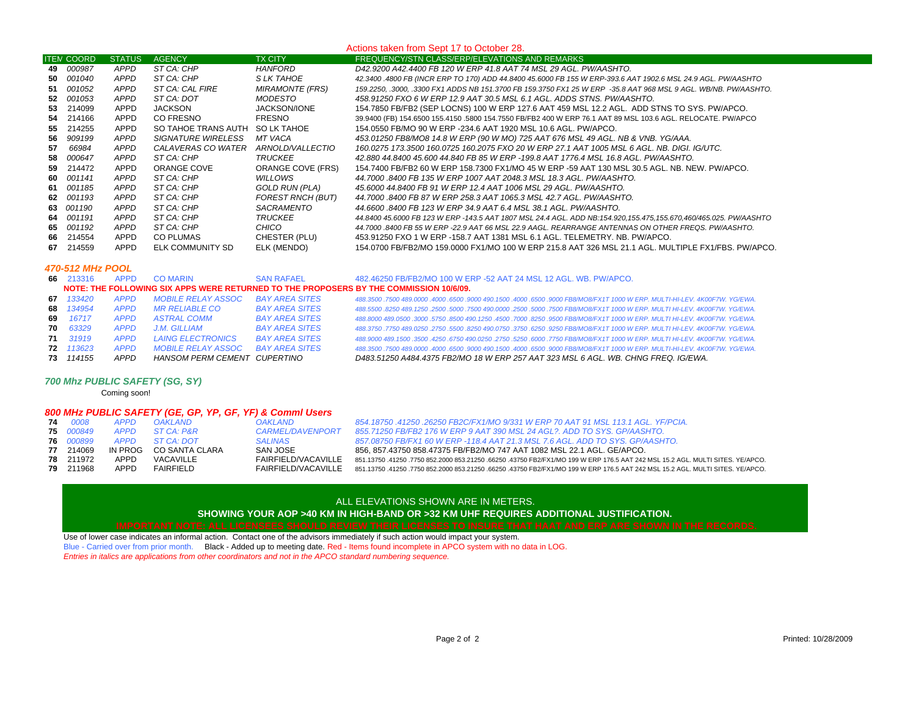Actions taken from Sept 17 to October 28.

| ITEM | COORD | STATUS | AGENCY | TX CITY | FREQUENCY/STN CLASS/ERP/ELEVATIONS AND REMARKS |
|---|---|---|---|---|---|
| 49 | 000987 | APPD | ST CA: CHP | HANFORD | D42.9200 A42.4400 FB 120 W ERP 41.8 AAT 74 MSL 29 AGL. PW/AASHTO. |
| 50 | 001040 | APPD | ST CA: CHP | S LK TAHOE | 42.3400 .4800 FB (INCR ERP TO 170) ADD 44.8400 45.6000 FB 155 W ERP-393.6 AAT 1902.6 MSL 24.9 AGL. PW/AASHTO |
| 51 | 001052 | APPD | ST CA: CAL FIRE | MIRAMONTE (FRS) | 159.2250, .3000, .3300 FX1 ADDS NB 151.3700 FB 159.3750 FX1 25 W ERP -35.8 AAT 968 MSL 9 AGL. WB/NB. PW/AASHTO. |
| 52 | 001053 | APPD | ST CA: DOT | MODESTO | 458.91250 FXO 6 W ERP 12.9 AAT 30.5 MSL 6.1 AGL. ADDS STNS. PW/AASHTO. |
| 53 | 214099 | APPD | JACKSON | JACKSON/IONE | 154.7850 FB/FB2 (SEP LOCNS) 100 W ERP 127.6 AAT 459 MSL 12.2 AGL. ADD STNS TO SYS. PW/APCO. |
| 54 | 214166 | APPD | CO FRESNO | FRESNO | 39.9400 (FB) 154.6500 155.4150 .5800 154.7550 FB/FB2 400 W ERP 76.1 AAT 89 MSL 103.6 AGL. RELOCATE. PW/APCO |
| 55 | 214255 | APPD | SO TAHOE TRANS AUTH | SO LK TAHOE | 154.0550 FB/MO 90 W ERP -234.6 AAT 1920 MSL 10.6 AGL. PW/APCO. |
| 56 | 909199 | APPD | SIGNATURE WIRELESS | MT VACA | 453.01250 FB8/MO8 14.8 W ERP (90 W MO) 725 AAT 676 MSL 49 AGL. NB & VNB. YG/AAA. |
| 57 | 66984 | APPD | CALAVERAS CO WATER | ARNOLD/VALLECTIO | 160.0275 173.3500 160.0725 160.2075 FXO 20 W ERP 27.1 AAT 1005 MSL 6 AGL. NB. DIGI. IG/UTC. |
| 58 | 000647 | APPD | ST CA: CHP | TRUCKEE | 42.880 44.8400 45.600 44.840 FB 85 W ERP -199.8 AAT 1776.4 MSL 16.8 AGL. PW/AASHTO. |
| 59 | 214472 | APPD | ORANGE COVE | ORANGE COVE (FRS) | 154.7400 FB/FB2 60 W ERP 158.7300 FX1/MO 45 W ERP -59 AAT 130 MSL 30.5 AGL. NB. NEW. PW/APCO. |
| 60 | 001141 | APPD | ST CA: CHP | WILLOWS | 44.7000 .8400 FB 135 W ERP 1007 AAT 2048.3 MSL 18.3 AGL. PW/AASHTO. |
| 61 | 001185 | APPD | ST CA: CHP | GOLD RUN (PLA) | 45.6000 44.8400 FB 91 W ERP 12.4 AAT 1006 MSL 29 AGL. PW/AASHTO. |
| 62 | 001193 | APPD | ST CA: CHP | FOREST RNCH (BUT) | 44.7000 .8400 FB 87 W ERP 258.3 AAT 1065.3 MSL 42.7 AGL. PW/AASHTO. |
| 63 | 001190 | APPD | ST CA: CHP | SACRAMENTO | 44.6600 .8400 FB 123 W ERP 34.9 AAT 6.4 MSL 38.1 AGL. PW/AASHTO. |
| 64 | 001191 | APPD | ST CA: CHP | TRUCKEE | 44.8400 45.6000 FB 123 W ERP -143.5 AAT 1807 MSL 24.4 AGL. ADD NB:154.920,155.475,155.670,460/465.025. PW/AASHTO |
| 65 | 001192 | APPD | ST CA: CHP | CHICO | 44.7000 .8400 FB 55 W ERP -22.9 AAT 66 MSL 22.9 AAGL. REARRANGE ANTENNAS ON OTHER FREQS. PW/AASHTO. |
| 66 | 214554 | APPD | CO PLUMAS | CHESTER (PLU) | 453.91250 FXO 1 W ERP -158.7 AAT 1381 MSL 6.1 AGL. TELEMETRY. NB. PW/APCO. |
| 67 | 214559 | APPD | ELK COMMUNITY SD | ELK (MENDO) | 154.0700 FB/FB2/MO 159.0000 FX1/MO 100 W ERP 215.8 AAT 326 MSL 21.1 AGL. MULTIPLE FX1/FBS. PW/APCO. |

### 470-512 MHz POOL

| ITEM | COORD | STATUS | AGENCY | TX CITY | FREQUENCY/STN CLASS/ERP/ELEVATIONS AND REMARKS |
|---|---|---|---|---|---|
| 66 | 213316 | APPD | CO MARIN | SAN RAFAEL | 482.46250 FB/FB2/MO 100 W ERP -52 AAT 24 MSL 12 AGL. WB. PW/APCO. |
| | | | **NOTE: THE FOLLOWING SIX APPS WERE RETURNED TO THE PROPOSERS BY THE COMMISSION 10/6/09.** | | |
| 67 | 133420 | APPD | MOBILE RELAY ASSOC | BAY AREA SITES | 488.3500 .7500 489.0000 .4000 .6500 .9000 490.1500 .4000 .6500 .9000 FB8/MO8/FX1T 1000 W ERP. MULTI-HI-LEV. 4K00F7W. YG/EWA. |
| 68 | 134954 | APPD | MR RELIABLE CO | BAY AREA SITES | 488.5500 .8250 489.1250 .2500 .5000 .7500 490.0000 .2500 .5000 .7500 FB8/MO8/FX1T 1000 W ERP. MULTI HI-LEV. 4K00F7W. YG/EWA. |
| 69 | 16717 | APPD | ASTRAL COMM | BAY AREA SITES | 488.8000 489.0500 .3000 .5750 .8500 490.1250 .4500 .7000 .8250 .9500 FB8/MO8/FX1T 1000 W ERP. MULTI HI-LEV. 4K00F7W. YG/EWA. |
| 70 | 63329 | APPD | J.M. GILLIAM | BAY AREA SITES | 488.3750 .7750 489.0250 .2750 .5500 .8250 490.0750 .3750 .6250 .9250 FB8/MO8/FX1T 1000 W ERP. MULTI HI-LEV. 4K00F7W. YG/EWA. |
| 71 | 31919 | APPD | LAING ELECTRONICS | BAY AREA SITES | 488.9000 489.1500 .3500 .4250 .6750 490.0250 .2750 .5250 .6000 .7750 FB8/MO8/FX1T 1000 W ERP. MULTI HI-LEV. 4K00F7W. YG/EWA. |
| 72 | 113623 | APPD | MOBILE RELAY ASSOC | BAY AREA SITES | 488.3500 .7500 489.0000 .4000 .6500 .9000 490.1500 .4000 .6500 .9000 FB8/MO8/FX1T 1000 W ERP. MULTI-HI-LEV. 4K00F7W. YG/EWA. |
| 73 | 114155 | APPD | HANSOM PERM CEMENT | CUPERTINO | D483.51250 A484.4375 FB2/MO 18 W ERP 257 AAT 323 MSL 6 AGL. WB. CHNG FREQ. IG/EWA. |

### 700 Mhz PUBLIC SAFETY (SG, SY)

Coming soon!

### 800 MHz PUBLIC SAFETY (GE, GP, YP, GF, YF) & Comml Users

| ITEM | COORD | STATUS | AGENCY | TX CITY | FREQUENCY/STN CLASS/ERP/ELEVATIONS AND REMARKS |
|---|---|---|---|---|---|
| 74 | 0008 | APPD | OAKLAND | OAKLAND | 854.18750 .41250 .26250 FB2C/FX1/MO 9/331 W ERP 70 AAT 91 MSL 113.1 AGL. YF/PCIA. |
| 75 | 000849 | APPD | ST CA: P&R | CARMEL/DAVENPORT | 855.71250 FB/FB2 176 W ERP 9 AAT 390 MSL 24 AGL?. ADD TO SYS. GP/AASHTO. |
| 76 | 000899 | APPD | ST CA: DOT | SALINAS | 857.08750 FB/FX1 60 W ERP -118.4 AAT 21.3 MSL 7.6 AGL. ADD TO SYS. GP/AASHTO. |
| 77 | 214069 | IN PROG | CO SANTA CLARA | SAN JOSE | 856, 857.43750 858.47375 FB/FB2/MO 747 AAT 1082 MSL 22.1 AGL. GE/APCO. |
| 78 | 211972 | APPD | VACAVILLE | FAIRFIELD/VACAVILLE | 851.13750 .41250 .7750 852.2000 853.21250 .66250 .43750 FB2/FX1/MO 199 W ERP 176.5 AAT 242 MSL 15.2 AGL. MULTI SITES. YE/APCO. |
| 79 | 211968 | APPD | FAIRFIELD | FAIRFIELD/VACAVILLE | 851.13750 .41250 .7750 852.2000 853.21250 .66250 .43750 FB2/FX1/MO 199 W ERP 176.5 AAT 242 MSL 15.2 AGL. MULTI SITES. YE/APCO. |

ALL ELEVATIONS SHOWN ARE IN METERS.

**SHOWING YOUR AOP >40 KM IN HIGH-BAND OR >32 KM UHF REQUIRES ADDITIONAL JUSTIFICATION.**

**IMPORTANT NOTE: ALL LICENSEES SHOULD REVIEW THEIR LICENSES TO INSURE THAT HAAT AND ERP ARE SHOWN IN THE RECORDS.**

Use of lower case indicates an informal action. Contact one of the advisors immediately if such action would impact your system.

Blue - Carried over from prior month. Black - Added up to meeting date. Red - Items found incomplete in APCO system with no data in LOG.

*Entries in italics are applications from other coordinators and not in the APCO standard numbering sequence.*

Printed: 10/28/2009